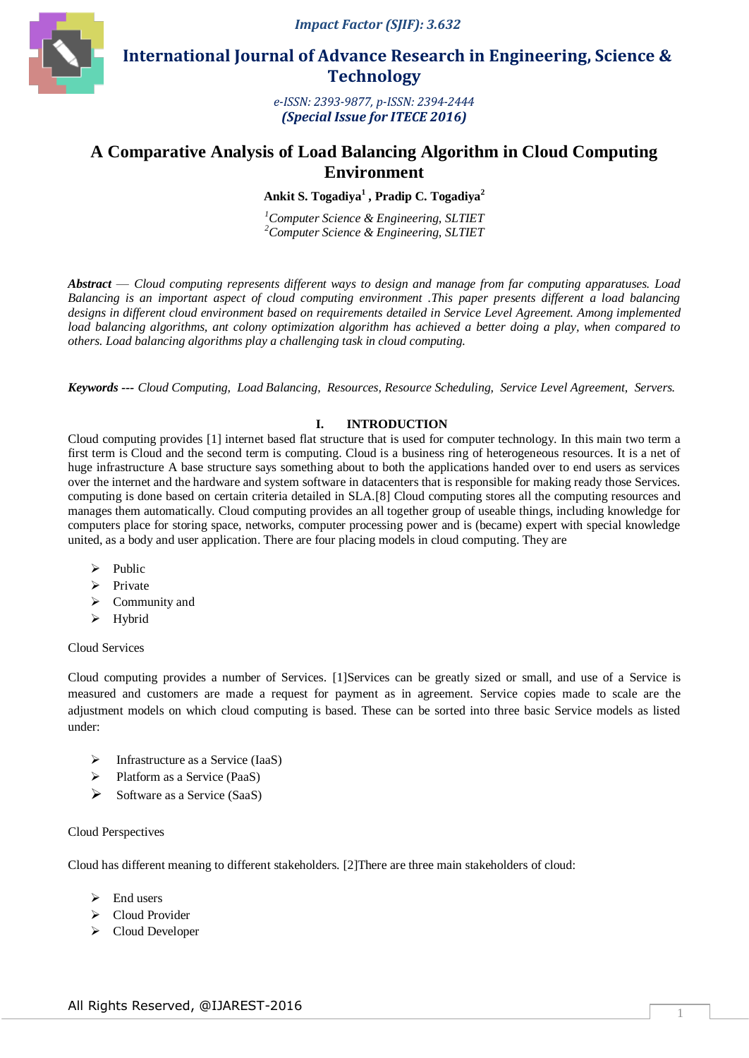# A Comparative Analysis of Load Balancing Algorithm in Cloud Computing Environment

**Ankit S. Togadiya[1] , Pradip C. Togadiya[2]**

[1]*Computer Science & Engineering, SLTIET*
[2]*Computer Science & Engineering, SLTIET*

***Abstract*** — *Cloud computing represents different ways to design and manage from far computing apparatuses. Load Balancing is an important aspect of cloud computing environment .This paper presents different a load balancing designs in different cloud environment based on requirements detailed in Service Level Agreement. Among implemented load balancing algorithms, ant colony optimization algorithm has achieved a better doing a play, when compared to others. Load balancing algorithms play a challenging task in cloud computing.*

***Keywords ---*** *Cloud Computing, Load Balancing, Resources, Resource Scheduling, Service Level Agreement, Servers.*

## I. INTRODUCTION

Cloud computing provides [1] internet based flat structure that is used for computer technology. In this main two term a first term is Cloud and the second term is computing. Cloud is a business ring of heterogeneous resources. It is a net of huge infrastructure A base structure says something about to both the applications handed over to end users as services over the internet and the hardware and system software in datacenters that is responsible for making ready those Services. computing is done based on certain criteria detailed in SLA.[8] Cloud computing stores all the computing resources and manages them automatically. Cloud computing provides an all together group of useable things, including knowledge for computers place for storing space, networks, computer processing power and is (became) expert with special knowledge united, as a body and user application. There are four placing models in cloud computing. They are

- Public
- Private
- Community and
- Hybrid

Cloud Services

Cloud computing provides a number of Services. [1]Services can be greatly sized or small, and use of a Service is measured and customers are made a request for payment as in agreement. Service copies made to scale are the adjustment models on which cloud computing is based. These can be sorted into three basic Service models as listed under:

- Infrastructure as a Service (IaaS)
- Platform as a Service (PaaS)
- Software as a Service (SaaS)

Cloud Perspectives

Cloud has different meaning to different stakeholders. [2]There are three main stakeholders of cloud:

- End users
- Cloud Provider
- Cloud Developer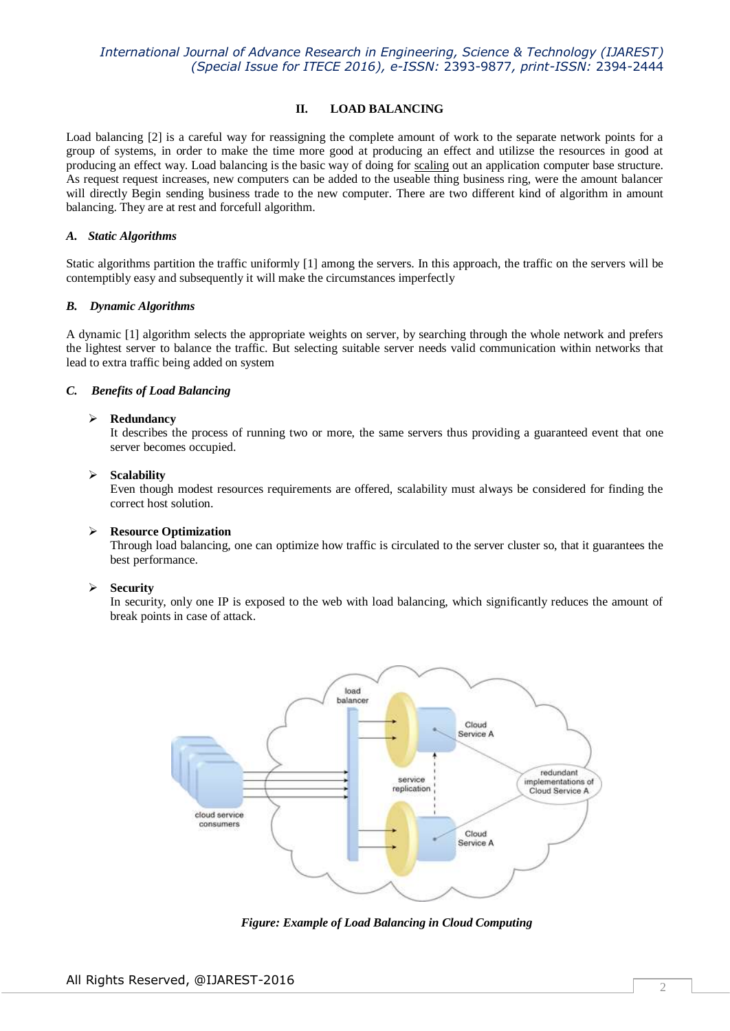## II. LOAD BALANCING

Load balancing [2] is a careful way for reassigning the complete amount of work to the separate network points for a group of systems, in order to make the time more good at producing an effect and utilizse the resources in good at producing an effect way. Load balancing is the basic way of doing for scaling out an application computer base structure. As request request increases, new computers can be added to the useable thing business ring, were the amount balancer will directly Begin sending business trade to the new computer. There are two different kind of algorithm in amount balancing. They are at rest and forcefull algorithm.

### A. Static Algorithms

Static algorithms partition the traffic uniformly [1] among the servers. In this approach, the traffic on the servers will be contemptibly easy and subsequently it will make the circumstances imperfectly

### B. Dynamic Algorithms

A dynamic [1] algorithm selects the appropriate weights on server, by searching through the whole network and prefers the lightest server to balance the traffic. But selecting suitable server needs valid communication within networks that lead to extra traffic being added on system

### C. Benefits of Load Balancing

- **Redundancy**
  It describes the process of running two or more, the same servers thus providing a guaranteed event that one server becomes occupied.

- **Scalability**
  Even though modest resources requirements are offered, scalability must always be considered for finding the correct host solution.

- **Resource Optimization**
  Through load balancing, one can optimize how traffic is circulated to the server cluster so, that it guarantees the best performance.

- **Security**
  In security, only one IP is exposed to the web with load balancing, which significantly reduces the amount of break points in case of attack.

*Figure: Example of Load Balancing in Cloud Computing*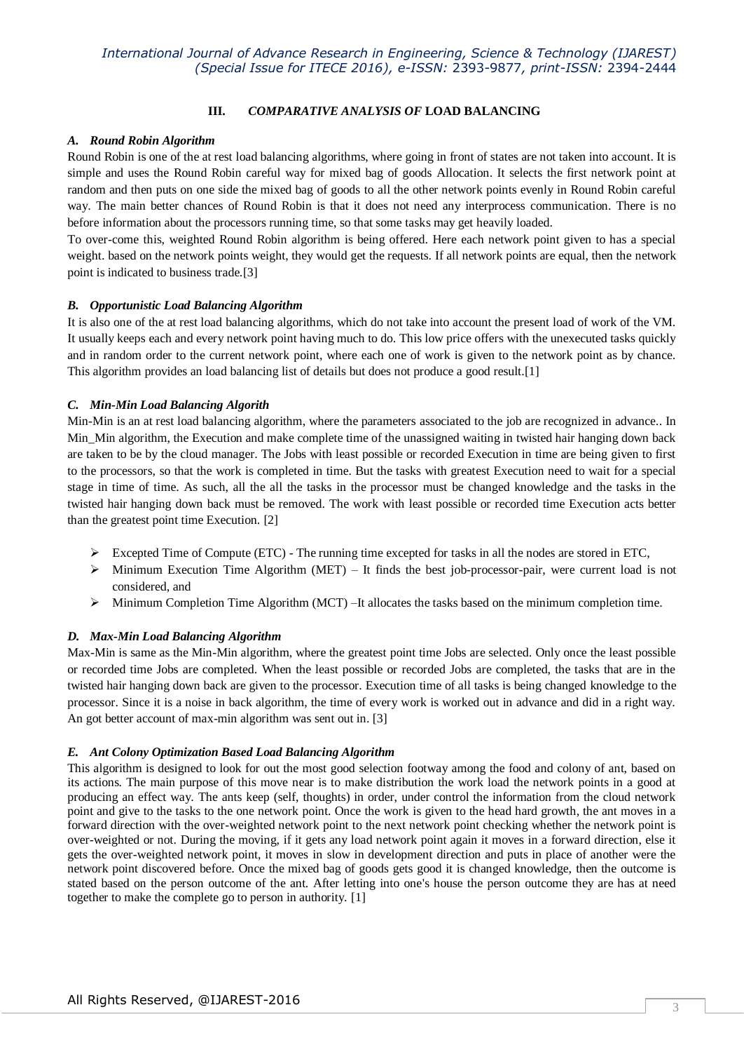## III. *COMPARATIVE ANALYSIS OF* LOAD BALANCING

### *A. Round Robin Algorithm*

Round Robin is one of the at rest load balancing algorithms, where going in front of states are not taken into account. It is simple and uses the Round Robin careful way for mixed bag of goods Allocation. It selects the first network point at random and then puts on one side the mixed bag of goods to all the other network points evenly in Round Robin careful way. The main better chances of Round Robin is that it does not need any interprocess communication. There is no before information about the processors running time, so that some tasks may get heavily loaded.

To over-come this, weighted Round Robin algorithm is being offered. Here each network point given to has a special weight. based on the network points weight, they would get the requests. If all network points are equal, then the network point is indicated to business trade.[3]

### *B. Opportunistic Load Balancing Algorithm*

It is also one of the at rest load balancing algorithms, which do not take into account the present load of work of the VM. It usually keeps each and every network point having much to do. This low price offers with the unexecuted tasks quickly and in random order to the current network point, where each one of work is given to the network point as by chance. This algorithm provides an load balancing list of details but does not produce a good result.[1]

### *C. Min-Min Load Balancing Algorith*

Min-Min is an at rest load balancing algorithm, where the parameters associated to the job are recognized in advance.. In Min_Min algorithm, the Execution and make complete time of the unassigned waiting in twisted hair hanging down back are taken to be by the cloud manager. The Jobs with least possible or recorded Execution in time are being given to first to the processors, so that the work is completed in time. But the tasks with greatest Execution need to wait for a special stage in time of time. As such, all the all the tasks in the processor must be changed knowledge and the tasks in the twisted hair hanging down back must be removed. The work with least possible or recorded time Execution acts better than the greatest point time Execution. [2]

- Excepted Time of Compute (ETC) - The running time excepted for tasks in all the nodes are stored in ETC,
- Minimum Execution Time Algorithm (MET) – It finds the best job-processor-pair, were current load is not considered, and
- Minimum Completion Time Algorithm (MCT) –It allocates the tasks based on the minimum completion time.

### *D. Max-Min Load Balancing Algorithm*

Max-Min is same as the Min-Min algorithm, where the greatest point time Jobs are selected. Only once the least possible or recorded time Jobs are completed. When the least possible or recorded Jobs are completed, the tasks that are in the twisted hair hanging down back are given to the processor. Execution time of all tasks is being changed knowledge to the processor. Since it is a noise in back algorithm, the time of every work is worked out in advance and did in a right way. An got better account of max-min algorithm was sent out in. [3]

### *E. Ant Colony Optimization Based Load Balancing Algorithm*

This algorithm is designed to look for out the most good selection footway among the food and colony of ant, based on its actions. The main purpose of this move near is to make distribution the work load the network points in a good at producing an effect way. The ants keep (self, thoughts) in order, under control the information from the cloud network point and give to the tasks to the one network point. Once the work is given to the head hard growth, the ant moves in a forward direction with the over-weighted network point to the next network point checking whether the network point is over-weighted or not. During the moving, if it gets any load network point again it moves in a forward direction, else it gets the over-weighted network point, it moves in slow in development direction and puts in place of another were the network point discovered before. Once the mixed bag of goods gets good it is changed knowledge, then the outcome is stated based on the person outcome of the ant. After letting into one's house the person outcome they are has at need together to make the complete go to person in authority. [1]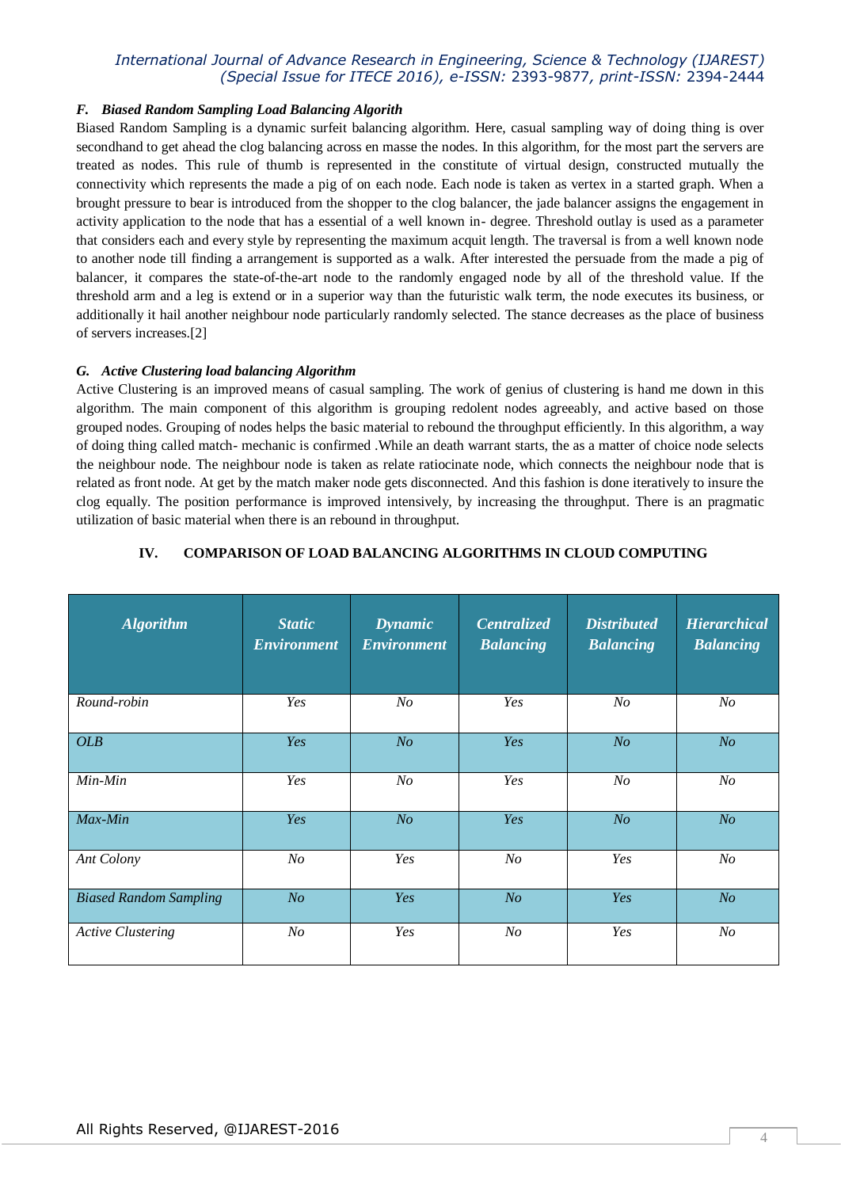### F. *Biased Random Sampling Load Balancing Algorith*

Biased Random Sampling is a dynamic surfeit balancing algorithm. Here, casual sampling way of doing thing is over secondhand to get ahead the clog balancing across en masse the nodes. In this algorithm, for the most part the servers are treated as nodes. This rule of thumb is represented in the constitute of virtual design, constructed mutually the connectivity which represents the made a pig of on each node. Each node is taken as vertex in a started graph. When a brought pressure to bear is introduced from the shopper to the clog balancer, the jade balancer assigns the engagement in activity application to the node that has a essential of a well known in- degree. Threshold outlay is used as a parameter that considers each and every style by representing the maximum acquit length. The traversal is from a well known node to another node till finding a arrangement is supported as a walk. After interested the persuade from the made a pig of balancer, it compares the state-of-the-art node to the randomly engaged node by all of the threshold value. If the threshold arm and a leg is extend or in a superior way than the futuristic walk term, the node executes its business, or additionally it hail another neighbour node particularly randomly selected. The stance decreases as the place of business of servers increases.[2]

### G. *Active Clustering load balancing Algorithm*

Active Clustering is an improved means of casual sampling. The work of genius of clustering is hand me down in this algorithm. The main component of this algorithm is grouping redolent nodes agreeably, and active based on those grouped nodes. Grouping of nodes helps the basic material to rebound the throughput efficiently. In this algorithm, a way of doing thing called match- mechanic is confirmed .While an death warrant starts, the as a matter of choice node selects the neighbour node. The neighbour node is taken as relate ratiocinate node, which connects the neighbour node that is related as front node. At get by the match maker node gets disconnected. And this fashion is done iteratively to insure the clog equally. The position performance is improved intensively, by increasing the throughput. There is an pragmatic utilization of basic material when there is an rebound in throughput.

## IV. COMPARISON OF LOAD BALANCING ALGORITHMS IN CLOUD COMPUTING

| *Algorithm* | *Static Environment* | *Dynamic Environment* | *Centralized Balancing* | *Distributed Balancing* | *Hierarchical Balancing* |
|---|---|---|---|---|---|
| *Round-robin* | *Yes* | *No* | *Yes* | *No* | *No* |
| *OLB* | *Yes* | *No* | *Yes* | *No* | *No* |
| *Min-Min* | *Yes* | *No* | *Yes* | *No* | *No* |
| *Max-Min* | *Yes* | *No* | *Yes* | *No* | *No* |
| *Ant Colony* | *No* | *Yes* | *No* | *Yes* | *No* |
| *Biased Random Sampling* | *No* | *Yes* | *No* | *Yes* | *No* |
| *Active Clustering* | *No* | *Yes* | *No* | *Yes* | *No* |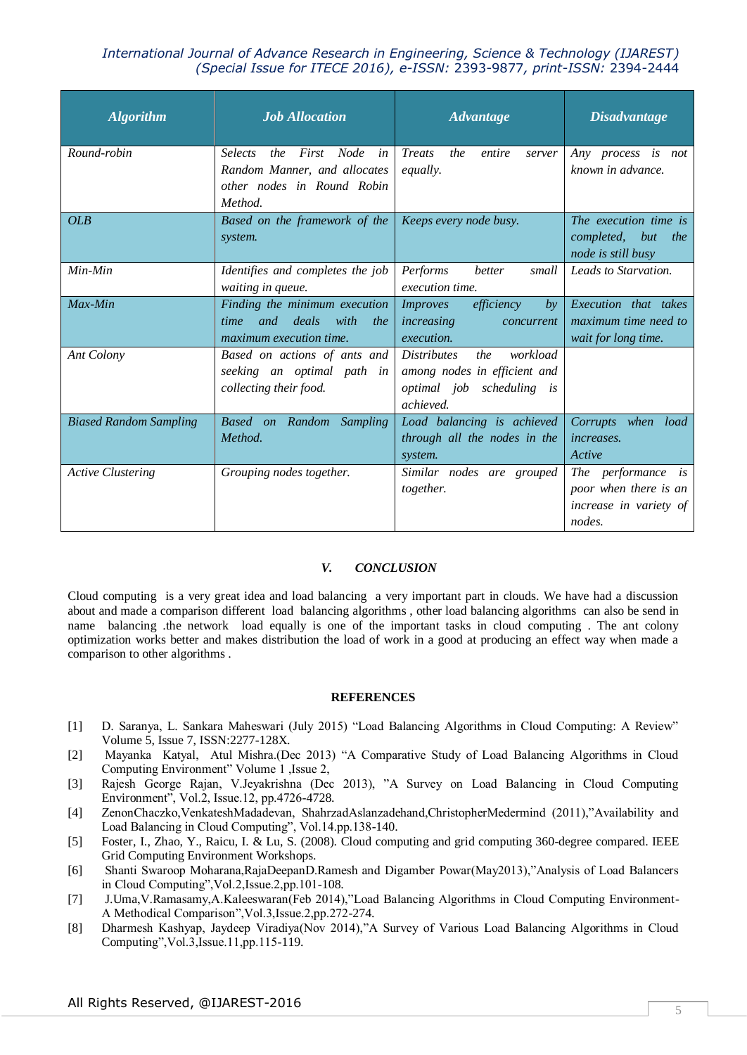| *Algorithm* | *Job Allocation* | *Advantage* | *Disadvantage* |
|---|---|---|---|
| *Round-robin* | *Selects the First Node in Random Manner, and allocates other nodes in Round Robin Method.* | *Treats the entire server equally.* | *Any process is not known in advance.* |
| *OLB* | *Based on the framework of the system.* | *Keeps every node busy.* | *The execution time is completed, but the node is still busy* |
| *Min-Min* | *Identifies and completes the job waiting in queue.* | *Performs better small execution time.* | *Leads to Starvation.* |
| *Max-Min* | *Finding the minimum execution time and deals with the maximum execution time.* | *Improves efficiency by increasing concurrent execution.* | *Execution that takes maximum time need to wait for long time.* |
| *Ant Colony* | *Based on actions of ants and seeking an optimal path in collecting their food.* | *Distributes the workload among nodes in efficient and optimal job scheduling is achieved.* | |
| *Biased Random Sampling* | *Based on Random Sampling Method.* | *Load balancing is achieved through all the nodes in the system.* | *Corrupts when load increases. Active* |
| *Active Clustering* | *Grouping nodes together.* | *Similar nodes are grouped together.* | *The performance is poor when there is an increase in variety of nodes.* |

## V. CONCLUSION

Cloud computing is a very great idea and load balancing a very important part in clouds. We have had a discussion about and made a comparison different load balancing algorithms , other load balancing algorithms can also be send in name balancing .the network load equally is one of the important tasks in cloud computing . The ant colony optimization works better and makes distribution the load of work in a good at producing an effect way when made a comparison to other algorithms .

## REFERENCES

[1] D. Saranya, L. Sankara Maheswari (July 2015) "Load Balancing Algorithms in Cloud Computing: A Review" Volume 5, Issue 7, ISSN:2277-128X.

[2] Mayanka Katyal, Atul Mishra.(Dec 2013) "A Comparative Study of Load Balancing Algorithms in Cloud Computing Environment" Volume 1 ,Issue 2,

[3] Rajesh George Rajan, V.Jeyakrishna (Dec 2013), "A Survey on Load Balancing in Cloud Computing Environment", Vol.2, Issue.12, pp.4726-4728.

[4] ZenonChaczko,VenkateshMadadevan, ShahrzadAslanzadehand,ChristopherMedermind (2011),"Availability and Load Balancing in Cloud Computing", Vol.14.pp.138-140.

[5] Foster, I., Zhao, Y., Raicu, I. & Lu, S. (2008). Cloud computing and grid computing 360-degree compared. IEEE Grid Computing Environment Workshops.

[6] Shanti Swaroop Moharana,RajaDeepanD.Ramesh and Digamber Powar(May2013),"Analysis of Load Balancers in Cloud Computing",Vol.2,Issue.2,pp.101-108.

[7] J.Uma,V.Ramasamy,A.Kaleeswaran(Feb 2014),"Load Balancing Algorithms in Cloud Computing Environment-A Methodical Comparison",Vol.3,Issue.2,pp.272-274.

[8] Dharmesh Kashyap, Jaydeep Viradiya(Nov 2014),"A Survey of Various Load Balancing Algorithms in Cloud Computing",Vol.3,Issue.11,pp.115-119.